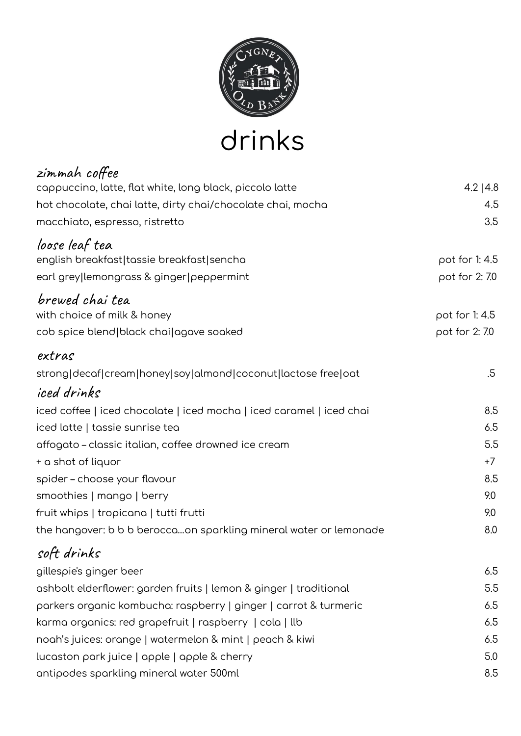CYGNET OLD BANK

# drinks

## zimmah coffee

| | |
|---|---|
| cappuccino, latte, flat white, long black, piccolo latte | 4.2 \|4.8 |
| hot chocolate, chai latte, dirty chai/chocolate chai, mocha | 4.5 |
| macchiato, espresso, ristretto | 3.5 |

## loose leaf tea

| | |
|---|---|
| english breakfast\|tassie breakfast\|sencha | pot for 1: 4.5 |
| earl grey\|lemongrass & ginger\|peppermint | pot for 2: 7.0 |

## brewed chai tea

| | |
|---|---|
| with choice of milk & honey | pot for 1: 4.5 |
| cob spice blend\|black chai\|agave soaked | pot for 2: 7.0 |

## extras

| | |
|---|---|
| strong\|decaf\|cream\|honey\|soy\|almond\|coconut\|lactose free\|oat | .5 |

## iced drinks

| | |
|---|---|
| iced coffee \| iced chocolate \| iced mocha \| iced caramel \| iced chai | 8.5 |
| iced latte \| tassie sunrise tea | 6.5 |
| affogato – classic italian, coffee drowned ice cream | 5.5 |
| + a shot of liquor | +7 |
| spider – choose your flavour | 8.5 |
| smoothies \| mango \| berry | 9.0 |
| fruit whips \| tropicana \| tutti frutti | 9.0 |
| the hangover: b b b berocca...on sparkling mineral water or lemonade | 8.0 |

## soft drinks

| | |
|---|---|
| gillespie's ginger beer | 6.5 |
| ashbolt elderflower: garden fruits \| lemon & ginger \| traditional | 5.5 |
| parkers organic kombucha: raspberry \| ginger \| carrot & turmeric | 6.5 |
| karma organics: red grapefruit \| raspberry \| cola \| llb | 6.5 |
| noah's juices: orange \| watermelon & mint \| peach & kiwi | 6.5 |
| lucaston park juice \| apple \| apple & cherry | 5.0 |
| antipodes sparkling mineral water 500ml | 8.5 |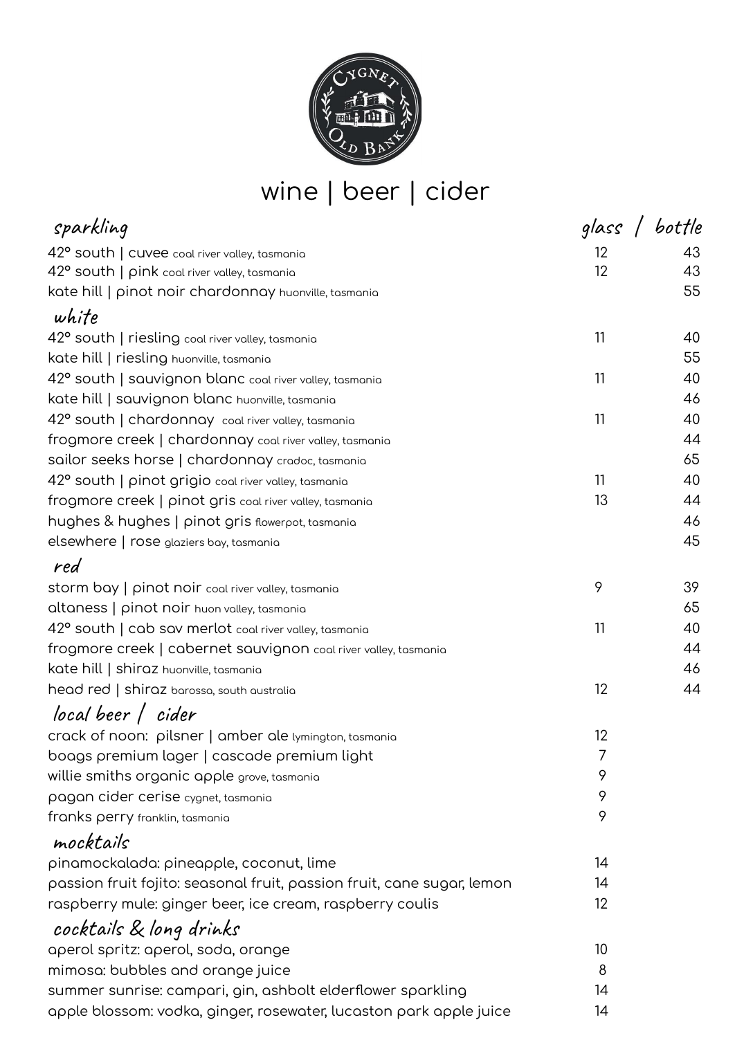# wine | beer | cider

| sparkling | glass | bottle |
|---|---|---|
| 42° south \| cuvee coal river valley, tasmania | 12 | 43 |
| 42° south \| pink coal river valley, tasmania | 12 | 43 |
| kate hill \| pinot noir chardonnay huonville, tasmania | | 55 |
| **white** | | |
| 42° south \| riesling coal river valley, tasmania | 11 | 40 |
| kate hill \| riesling huonville, tasmania | | 55 |
| 42° south \| sauvignon blanc coal river valley, tasmania | 11 | 40 |
| kate hill \| sauvignon blanc huonville, tasmania | | 46 |
| 42° south \| chardonnay coal river valley, tasmania | 11 | 40 |
| frogmore creek \| chardonnay coal river valley, tasmania | | 44 |
| sailor seeks horse \| chardonnay cradoc, tasmania | | 65 |
| 42° south \| pinot grigio coal river valley, tasmania | 11 | 40 |
| frogmore creek \| pinot gris coal river valley, tasmania | 13 | 44 |
| hughes & hughes \| pinot gris flowerpot, tasmania | | 46 |
| elsewhere \| rose glaziers bay, tasmania | | 45 |
| **red** | | |
| storm bay \| pinot noir coal river valley, tasmania | 9 | 39 |
| altaness \| pinot noir huon valley, tasmania | | 65 |
| 42° south \| cab sav merlot coal river valley, tasmania | 11 | 40 |
| frogmore creek \| cabernet sauvignon coal river valley, tasmania | | 44 |
| kate hill \| shiraz huonville, tasmania | | 46 |
| head red \| shiraz barossa, south australia | 12 | 44 |
| **local beer / cider** | | |
| crack of noon: pilsner \| amber ale lymington, tasmania | 12 | |
| boags premium lager \| cascade premium light | 7 | |
| willie smiths organic apple grove, tasmania | 9 | |
| pagan cider cerise cygnet, tasmania | 9 | |
| franks perry franklin, tasmania | 9 | |
| **mocktails** | | |
| pinamockalada: pineapple, coconut, lime | 14 | |
| passion fruit fojito: seasonal fruit, passion fruit, cane sugar, lemon | 14 | |
| raspberry mule: ginger beer, ice cream, raspberry coulis | 12 | |
| **cocktails & long drinks** | | |
| aperol spritz: aperol, soda, orange | 10 | |
| mimosa: bubbles and orange juice | 8 | |
| summer sunrise: campari, gin, ashbolt elderflower sparkling | 14 | |
| apple blossom: vodka, ginger, rosewater, lucaston park apple juice | 14 | |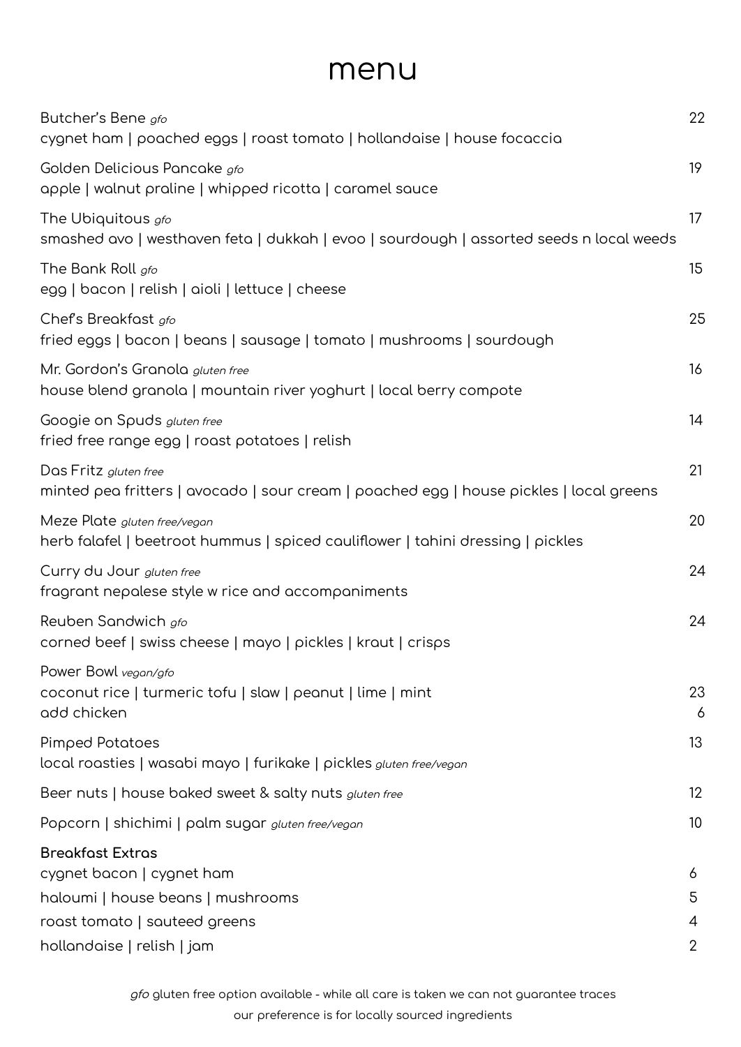# menu

| Item | Price |
|---|---|
| Butcher's Bene *gfo*<br>cygnet ham \| poached eggs \| roast tomato \| hollandaise \| house focaccia | 22 |
| Golden Delicious Pancake *gfo*<br>apple \| walnut praline \| whipped ricotta \| caramel sauce | 19 |
| The Ubiquitous *gfo*<br>smashed avo \| westhaven feta \| dukkah \| evoo \| sourdough \| assorted seeds n local weeds | 17 |
| The Bank Roll *gfo*<br>egg \| bacon \| relish \| aioli \| lettuce \| cheese | 15 |
| Chef's Breakfast *gfo*<br>fried eggs \| bacon \| beans \| sausage \| tomato \| mushrooms \| sourdough | 25 |
| Mr. Gordon's Granola *gluten free*<br>house blend granola \| mountain river yoghurt \| local berry compote | 16 |
| Googie on Spuds *gluten free*<br>fried free range egg \| roast potatoes \| relish | 14 |
| Das Fritz *gluten free*<br>minted pea fritters \| avocado \| sour cream \| poached egg \| house pickles \| local greens | 21 |
| Meze Plate *gluten free/vegan*<br>herb falafel \| beetroot hummus \| spiced cauliflower \| tahini dressing \| pickles | 20 |
| Curry du Jour *gluten free*<br>fragrant nepalese style w rice and accompaniments | 24 |
| Reuben Sandwich *gfo*<br>corned beef \| swiss cheese \| mayo \| pickles \| kraut \| crisps | 24 |
| Power Bowl *vegan/gfo*<br>coconut rice \| turmeric tofu \| slaw \| peanut \| lime \| mint | 23 |
| add chicken | 6 |
| Pimped Potatoes<br>local roasties \| wasabi mayo \| furikake \| pickles *gluten free/vegan* | 13 |
| Beer nuts \| house baked sweet & salty nuts *gluten free* | 12 |
| Popcorn \| shichimi \| palm sugar *gluten free/vegan* | 10 |

**Breakfast Extras**

| Item | Price |
|---|---|
| cygnet bacon \| cygnet ham | 6 |
| haloumi \| house beans \| mushrooms | 5 |
| roast tomato \| sauteed greens | 4 |
| hollandaise \| relish \| jam | 2 |

*gfo* gluten free option available - while all care is taken we can not guarantee traces

our preference is for locally sourced ingredients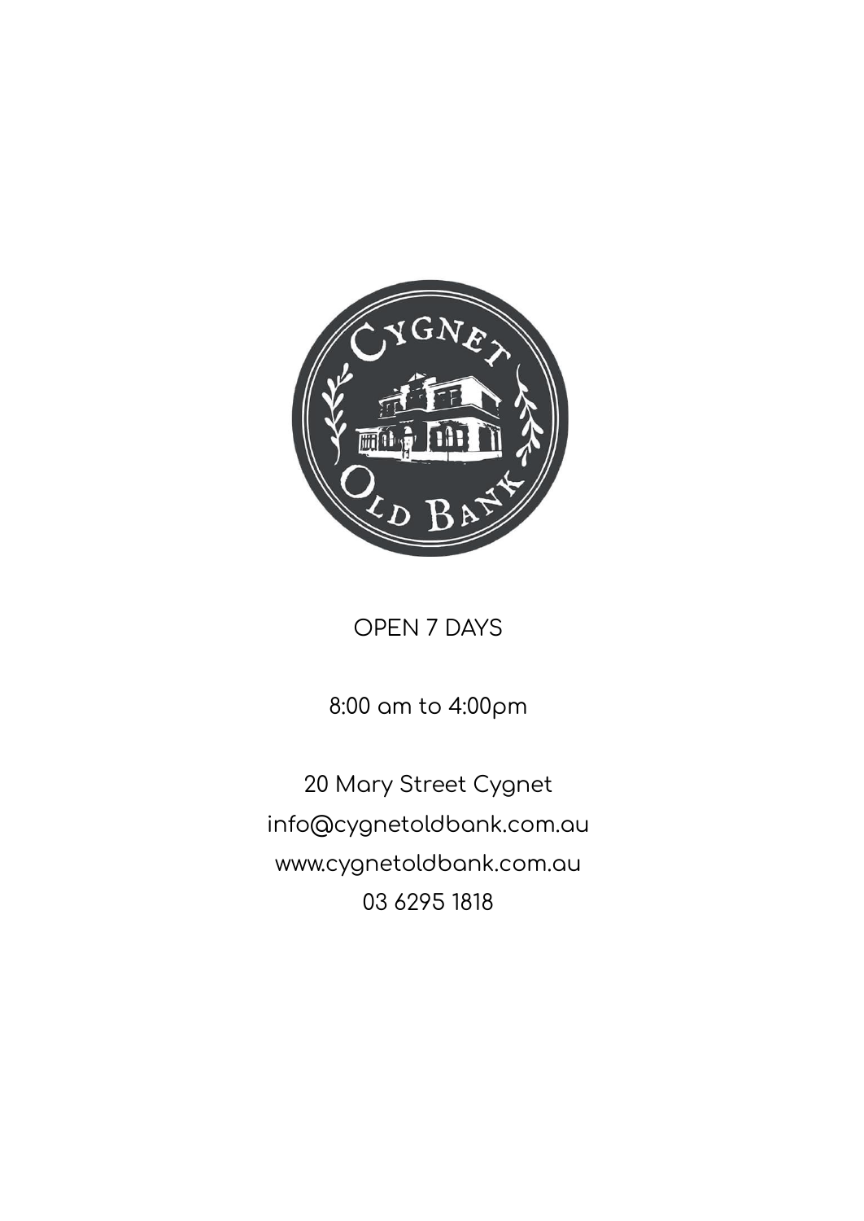OPEN 7 DAYS

8:00 am to 4:00pm

20 Mary Street Cygnet
info@cygnetoldbank.com.au
www.cygnetoldbank.com.au
03 6295 1818